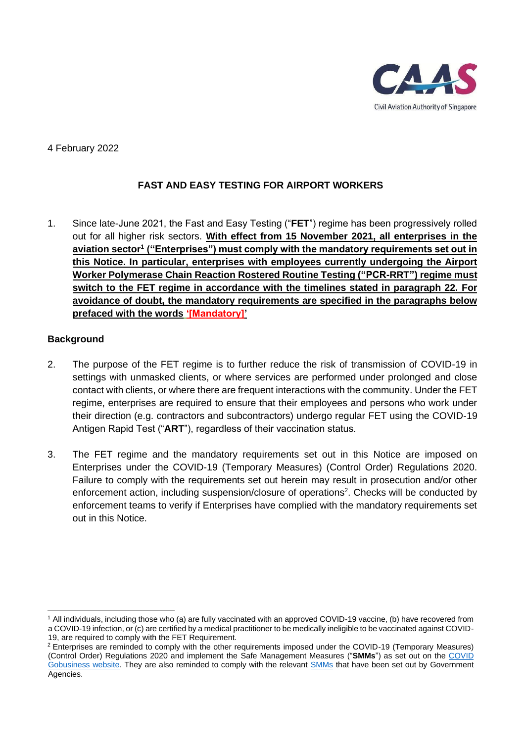4 February 2022

**FAST AND EASY TESTING FOR AIRPORT WORKERS**

1. Since late-June 2021, the Fast and Easy Testing ("**FET**") regime has been progressively rolled out for all higher risk sectors. **With effect from 15 November 2021, all enterprises in the aviation sector[1] ("Enterprises") must comply with the mandatory requirements set out in this Notice. In particular, enterprises with employees currently undergoing the Airport Worker Polymerase Chain Reaction Rostered Routine Testing ("PCR-RRT") regime must switch to the FET regime in accordance with the timelines stated in paragraph 22. For avoidance of doubt, the mandatory requirements are specified in the paragraphs below prefaced with the words '[Mandatory]'**

## Background

2. The purpose of the FET regime is to further reduce the risk of transmission of COVID-19 in settings with unmasked clients, or where services are performed under prolonged and close contact with clients, or where there are frequent interactions with the community. Under the FET regime, enterprises are required to ensure that their employees and persons who work under their direction (e.g. contractors and subcontractors) undergo regular FET using the COVID-19 Antigen Rapid Test ("**ART**"), regardless of their vaccination status.

3. The FET regime and the mandatory requirements set out in this Notice are imposed on Enterprises under the COVID-19 (Temporary Measures) (Control Order) Regulations 2020. Failure to comply with the requirements set out herein may result in prosecution and/or other enforcement action, including suspension/closure of operations[2]. Checks will be conducted by enforcement teams to verify if Enterprises have complied with the mandatory requirements set out in this Notice.

---

[1] All individuals, including those who (a) are fully vaccinated with an approved COVID-19 vaccine, (b) have recovered from a COVID-19 infection, or (c) are certified by a medical practitioner to be medically ineligible to be vaccinated against COVID-19, are required to comply with the FET Requirement.

[2] Enterprises are reminded to comply with the other requirements imposed under the COVID-19 (Temporary Measures) (Control Order) Regulations 2020 and implement the Safe Management Measures ("**SMMs**") as set out on the COVID Gobusiness website. They are also reminded to comply with the relevant SMMs that have been set out by Government Agencies.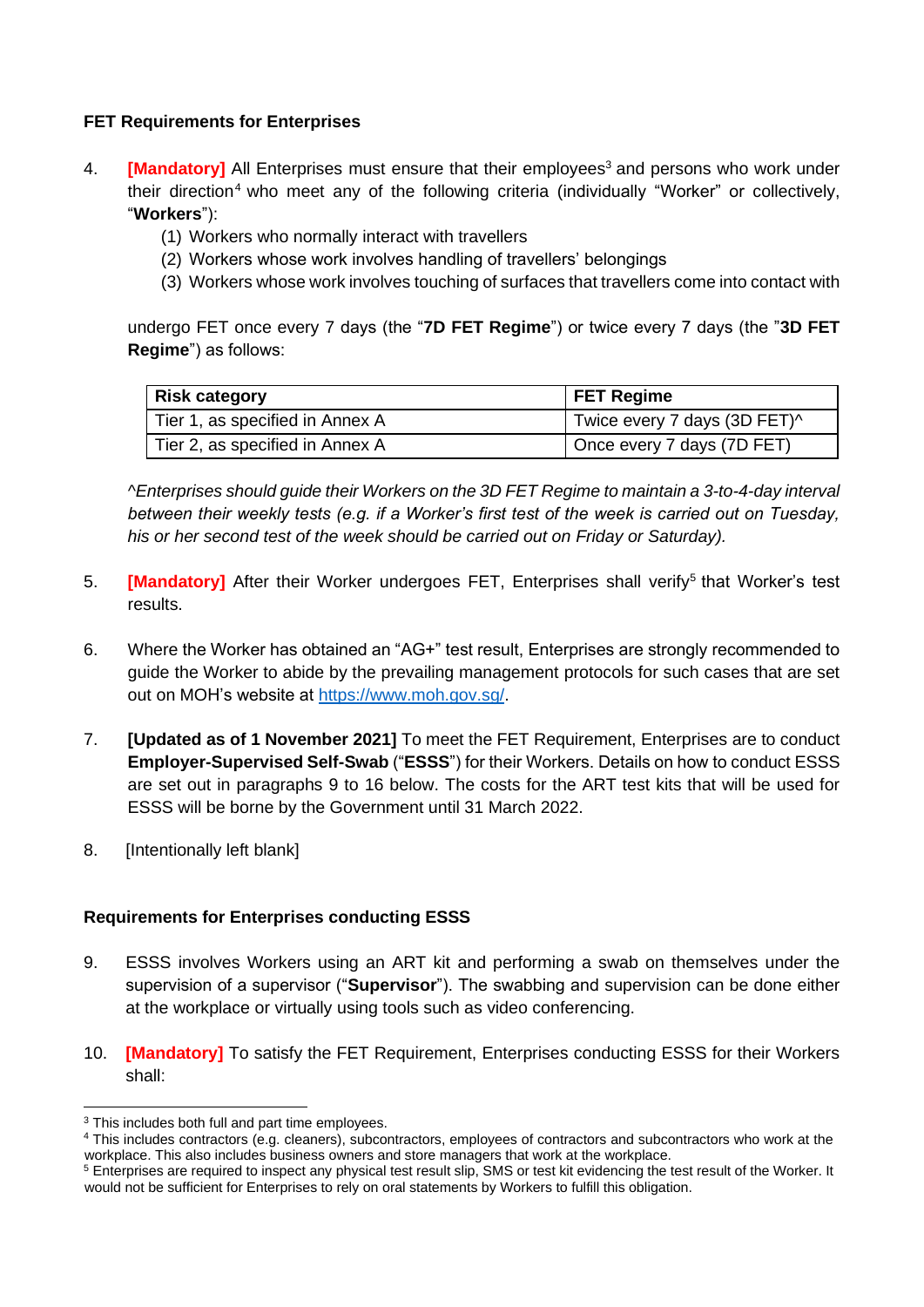**FET Requirements for Enterprises**

4. **[Mandatory]** All Enterprises must ensure that their employees[3] and persons who work under their direction[4] who meet any of the following criteria (individually "Worker" or collectively, "**Workers**"):
   (1) Workers who normally interact with travellers
   (2) Workers whose work involves handling of travellers' belongings
   (3) Workers whose work involves touching of surfaces that travellers come into contact with

   undergo FET once every 7 days (the "**7D FET Regime**") or twice every 7 days (the "**3D FET Regime**") as follows:

| Risk category | FET Regime |
|---|---|
| Tier 1, as specified in Annex A | Twice every 7 days (3D FET)^ |
| Tier 2, as specified in Annex A | Once every 7 days (7D FET) |

   *^Enterprises should guide their Workers on the 3D FET Regime to maintain a 3-to-4-day interval between their weekly tests (e.g. if a Worker's first test of the week is carried out on Tuesday, his or her second test of the week should be carried out on Friday or Saturday).*

5. **[Mandatory]** After their Worker undergoes FET, Enterprises shall verify[5] that Worker's test results.

6. Where the Worker has obtained an "AG+" test result, Enterprises are strongly recommended to guide the Worker to abide by the prevailing management protocols for such cases that are set out on MOH's website at https://www.moh.gov.sg/.

7. **[Updated as of 1 November 2021]** To meet the FET Requirement, Enterprises are to conduct **Employer-Supervised Self-Swab** ("**ESSS**") for their Workers. Details on how to conduct ESSS are set out in paragraphs 9 to 16 below. The costs for the ART test kits that will be used for ESSS will be borne by the Government until 31 March 2022.

8. [Intentionally left blank]

**Requirements for Enterprises conducting ESSS**

9. ESSS involves Workers using an ART kit and performing a swab on themselves under the supervision of a supervisor ("**Supervisor**"). The swabbing and supervision can be done either at the workplace or virtually using tools such as video conferencing.

10. **[Mandatory]** To satisfy the FET Requirement, Enterprises conducting ESSS for their Workers shall:

---

[3] This includes both full and part time employees.

[4] This includes contractors (e.g. cleaners), subcontractors, employees of contractors and subcontractors who work at the workplace. This also includes business owners and store managers that work at the workplace.

[5] Enterprises are required to inspect any physical test result slip, SMS or test kit evidencing the test result of the Worker. It would not be sufficient for Enterprises to rely on oral statements by Workers to fulfill this obligation.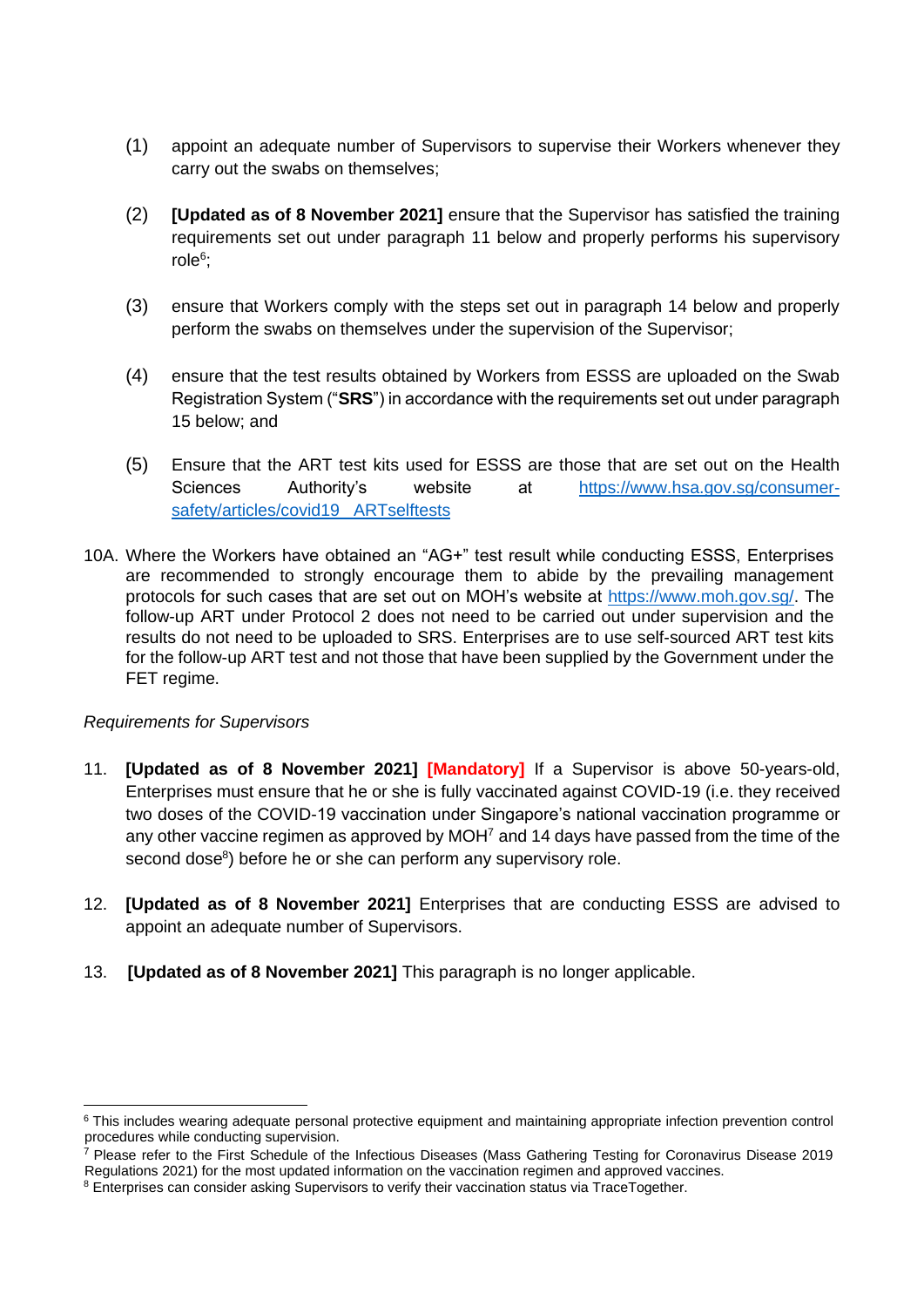(1) appoint an adequate number of Supervisors to supervise their Workers whenever they carry out the swabs on themselves;

(2) **[Updated as of 8 November 2021]** ensure that the Supervisor has satisfied the training requirements set out under paragraph 11 below and properly performs his supervisory role[6];

(3) ensure that Workers comply with the steps set out in paragraph 14 below and properly perform the swabs on themselves under the supervision of the Supervisor;

(4) ensure that the test results obtained by Workers from ESSS are uploaded on the Swab Registration System ("**SRS**") in accordance with the requirements set out under paragraph 15 below; and

(5) Ensure that the ART test kits used for ESSS are those that are set out on the Health Sciences Authority's website at [https://www.hsa.gov.sg/consumer-safety/articles/covid19_ARTselftests](https://www.hsa.gov.sg/consumer-safety/articles/covid19_ARTselftests)

10A. Where the Workers have obtained an "AG+" test result while conducting ESSS, Enterprises are recommended to strongly encourage them to abide by the prevailing management protocols for such cases that are set out on MOH's website at [https://www.moh.gov.sg/](https://www.moh.gov.sg/). The follow-up ART under Protocol 2 does not need to be carried out under supervision and the results do not need to be uploaded to SRS. Enterprises are to use self-sourced ART test kits for the follow-up ART test and not those that have been supplied by the Government under the FET regime.

*Requirements for Supervisors*

11. **[Updated as of 8 November 2021] [Mandatory]** If a Supervisor is above 50-years-old, Enterprises must ensure that he or she is fully vaccinated against COVID-19 (i.e. they received two doses of the COVID-19 vaccination under Singapore's national vaccination programme or any other vaccine regimen as approved by MOH[7] and 14 days have passed from the time of the second dose[8]) before he or she can perform any supervisory role.

12. **[Updated as of 8 November 2021]** Enterprises that are conducting ESSS are advised to appoint an adequate number of Supervisors.

13. **[Updated as of 8 November 2021]** This paragraph is no longer applicable.

---

[6] This includes wearing adequate personal protective equipment and maintaining appropriate infection prevention control procedures while conducting supervision.

[7] Please refer to the First Schedule of the Infectious Diseases (Mass Gathering Testing for Coronavirus Disease 2019 Regulations 2021) for the most updated information on the vaccination regimen and approved vaccines.

[8] Enterprises can consider asking Supervisors to verify their vaccination status via TraceTogether.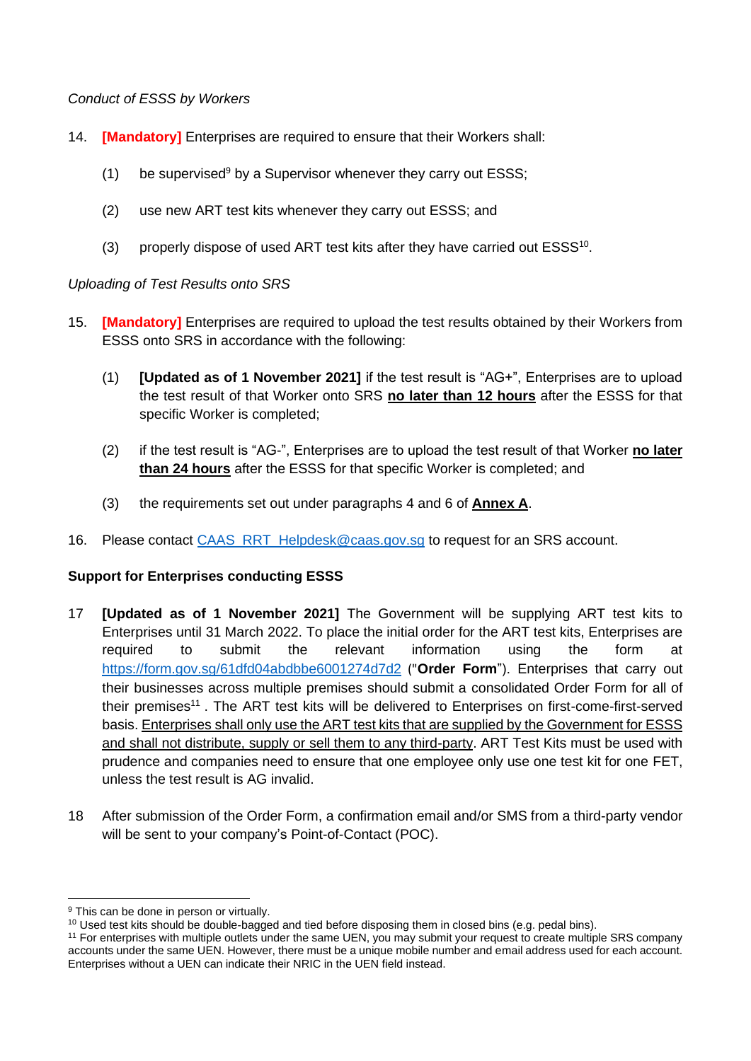*Conduct of ESSS by Workers*

14. **[Mandatory]** Enterprises are required to ensure that their Workers shall:

    (1) be supervised[9] by a Supervisor whenever they carry out ESSS;

    (2) use new ART test kits whenever they carry out ESSS; and

    (3) properly dispose of used ART test kits after they have carried out ESSS[10].

*Uploading of Test Results onto SRS*

15. **[Mandatory]** Enterprises are required to upload the test results obtained by their Workers from ESSS onto SRS in accordance with the following:

    (1) **[Updated as of 1 November 2021]** if the test result is "AG+", Enterprises are to upload the test result of that Worker onto SRS **no later than 12 hours** after the ESSS for that specific Worker is completed;

    (2) if the test result is "AG-", Enterprises are to upload the test result of that Worker **no later than 24 hours** after the ESSS for that specific Worker is completed; and

    (3) the requirements set out under paragraphs 4 and 6 of **Annex A**.

16. Please contact CAAS_RRT_Helpdesk@caas.gov.sg to request for an SRS account.

**Support for Enterprises conducting ESSS**

17 **[Updated as of 1 November 2021]** The Government will be supplying ART test kits to Enterprises until 31 March 2022. To place the initial order for the ART test kits, Enterprises are required to submit the relevant information using the form at https://form.gov.sg/61dfd04abdbbe6001274d7d2 ("**Order Form**"). Enterprises that carry out their businesses across multiple premises should submit a consolidated Order Form for all of their premises[11] . The ART test kits will be delivered to Enterprises on first-come-first-served basis. Enterprises shall only use the ART test kits that are supplied by the Government for ESSS and shall not distribute, supply or sell them to any third-party. ART Test Kits must be used with prudence and companies need to ensure that one employee only use one test kit for one FET, unless the test result is AG invalid.

18 After submission of the Order Form, a confirmation email and/or SMS from a third-party vendor will be sent to your company's Point-of-Contact (POC).

---

[9] This can be done in person or virtually.

[10] Used test kits should be double-bagged and tied before disposing them in closed bins (e.g. pedal bins).

[11] For enterprises with multiple outlets under the same UEN, you may submit your request to create multiple SRS company accounts under the same UEN. However, there must be a unique mobile number and email address used for each account. Enterprises without a UEN can indicate their NRIC in the UEN field instead.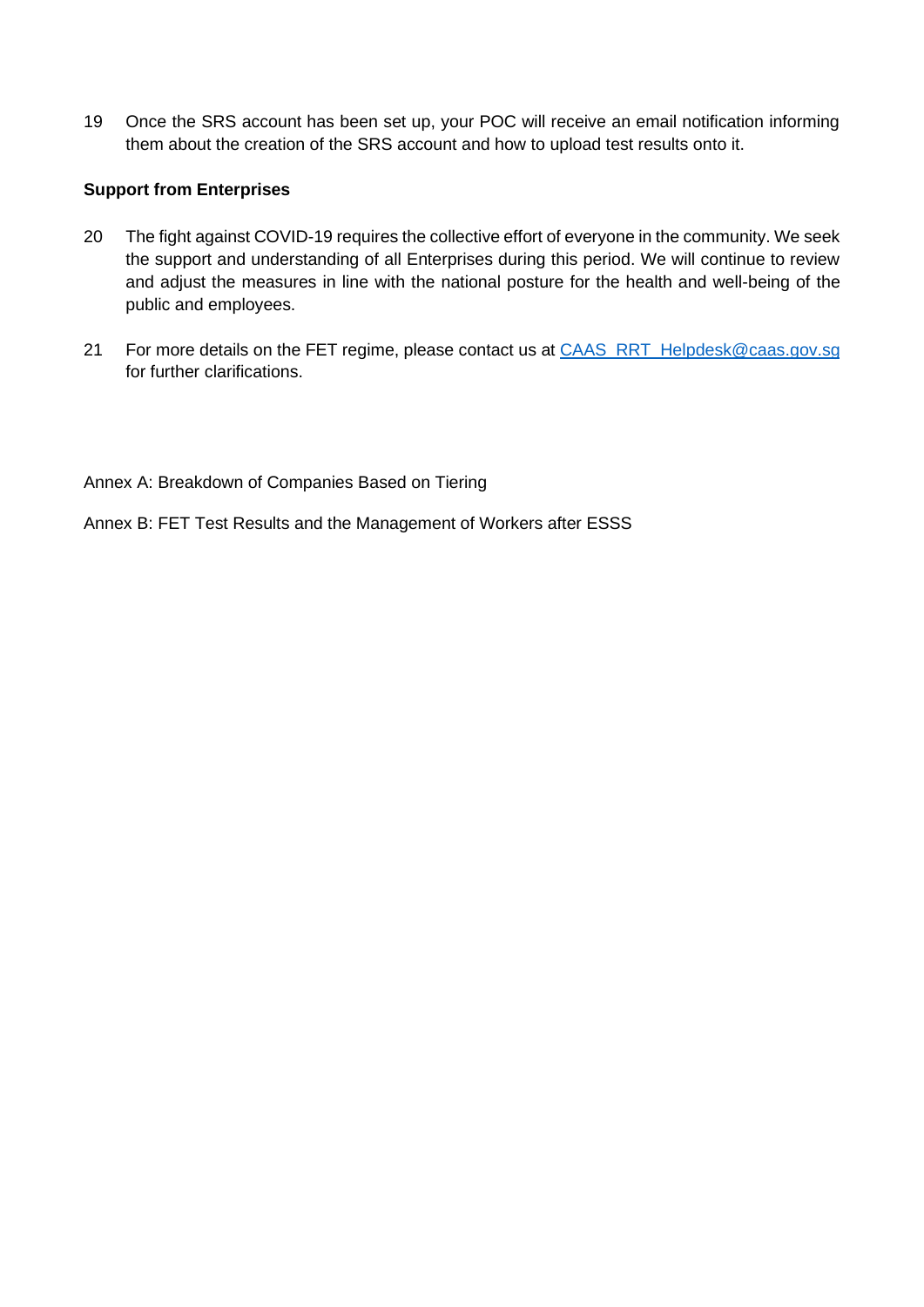19 Once the SRS account has been set up, your POC will receive an email notification informing them about the creation of the SRS account and how to upload test results onto it.

**Support from Enterprises**

20 The fight against COVID-19 requires the collective effort of everyone in the community. We seek the support and understanding of all Enterprises during this period. We will continue to review and adjust the measures in line with the national posture for the health and well-being of the public and employees.

21 For more details on the FET regime, please contact us at CAAS_RRT_Helpdesk@caas.gov.sg for further clarifications.

Annex A: Breakdown of Companies Based on Tiering

Annex B: FET Test Results and the Management of Workers after ESSS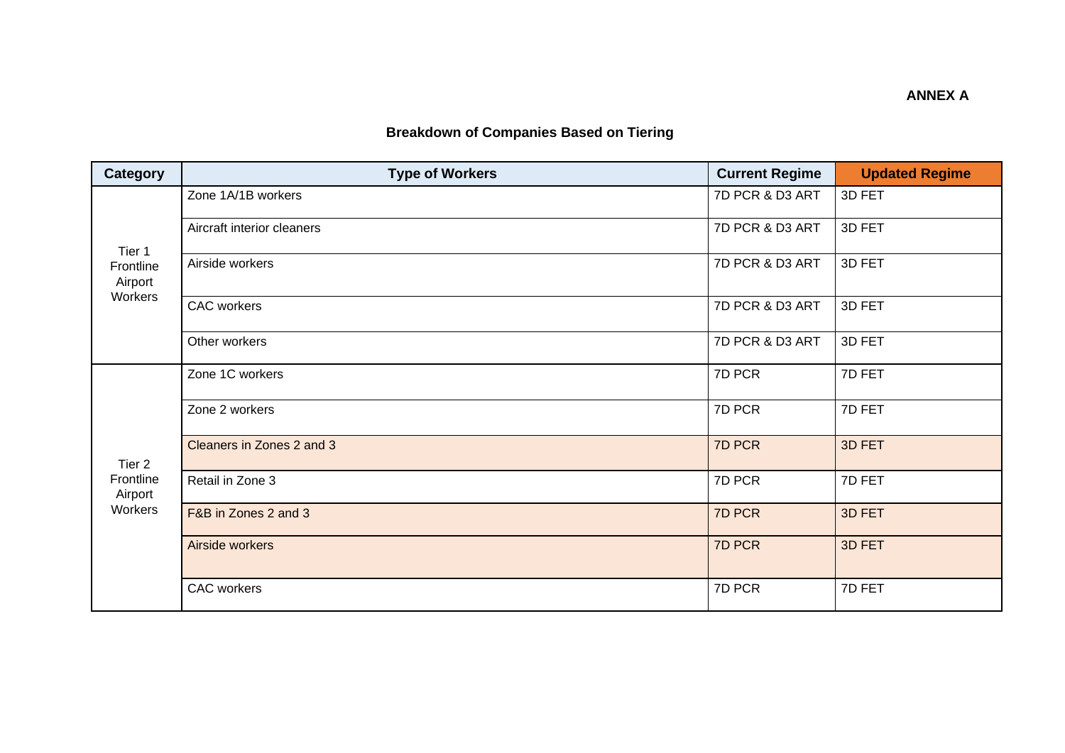**ANNEX A**

## Breakdown of Companies Based on Tiering

| Category | Type of Workers | Current Regime | Updated Regime |
|---|---|---|---|
| Tier 1 Frontline Airport Workers | Zone 1A/1B workers | 7D PCR & D3 ART | 3D FET |
| | Aircraft interior cleaners | 7D PCR & D3 ART | 3D FET |
| | Airside workers | 7D PCR & D3 ART | 3D FET |
| | CAC workers | 7D PCR & D3 ART | 3D FET |
| | Other workers | 7D PCR & D3 ART | 3D FET |
| Tier 2 Frontline Airport Workers | Zone 1C workers | 7D PCR | 7D FET |
| | Zone 2 workers | 7D PCR | 7D FET |
| | Cleaners in Zones 2 and 3 | 7D PCR | 3D FET |
| | Retail in Zone 3 | 7D PCR | 7D FET |
| | F&B in Zones 2 and 3 | 7D PCR | 3D FET |
| | Airside workers | 7D PCR | 3D FET |
| | CAC workers | 7D PCR | 7D FET |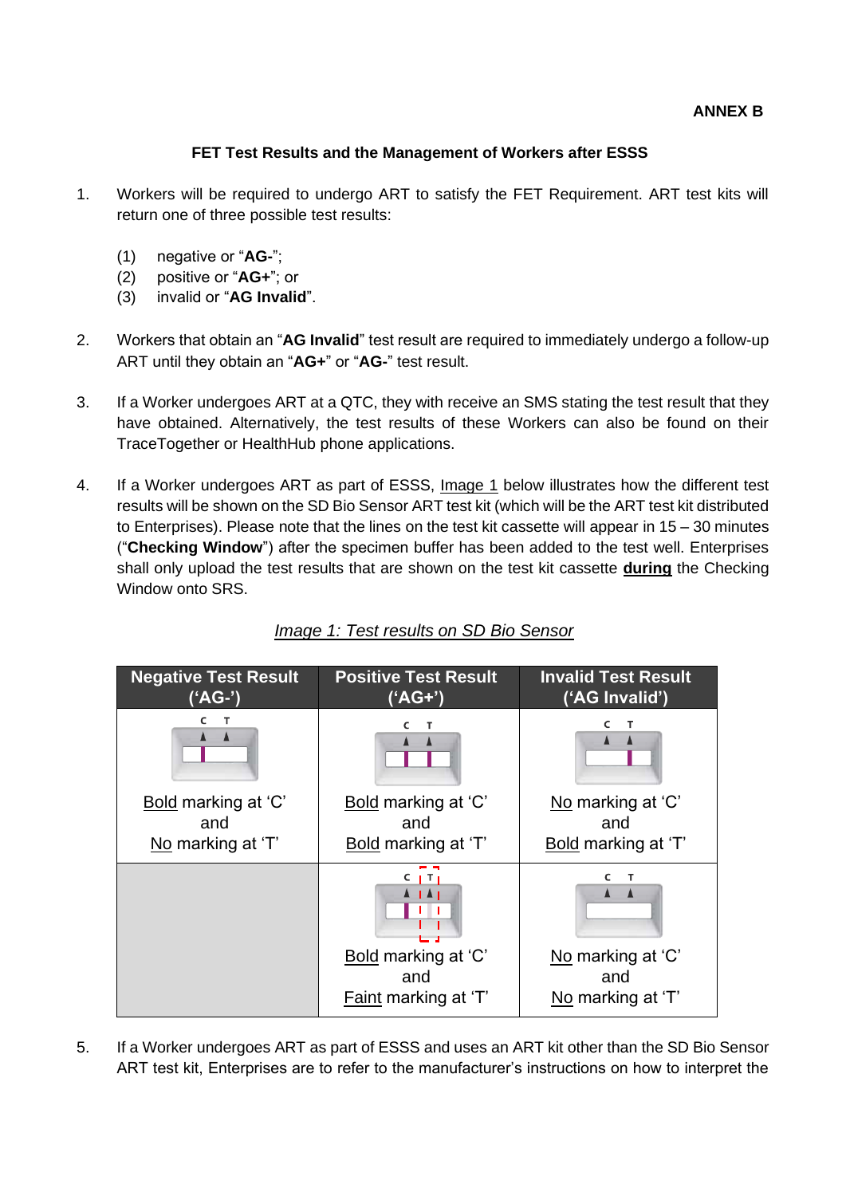**ANNEX B**

**FET Test Results and the Management of Workers after ESSS**

1. Workers will be required to undergo ART to satisfy the FET Requirement. ART test kits will return one of three possible test results:

   (1) negative or "**AG-**";
   (2) positive or "**AG+**"; or
   (3) invalid or "**AG Invalid**".

2. Workers that obtain an "**AG Invalid**" test result are required to immediately undergo a follow-up ART until they obtain an "**AG+**" or "**AG-**" test result.

3. If a Worker undergoes ART at a QTC, they with receive an SMS stating the test result that they have obtained. Alternatively, the test results of these Workers can also be found on their TraceTogether or HealthHub phone applications.

4. If a Worker undergoes ART as part of ESSS, Image 1 below illustrates how the different test results will be shown on the SD Bio Sensor ART test kit (which will be the ART test kit distributed to Enterprises). Please note that the lines on the test kit cassette will appear in 15 – 30 minutes ("**Checking Window**") after the specimen buffer has been added to the test well. Enterprises shall only upload the test results that are shown on the test kit cassette **during** the Checking Window onto SRS.

*Image 1: Test results on SD Bio Sensor*

| Negative Test Result ('AG-') | Positive Test Result ('AG+') | Invalid Test Result ('AG Invalid') |
|---|---|---|
| Bold marking at 'C' and No marking at 'T' | Bold marking at 'C' and Bold marking at 'T' | No marking at 'C' and Bold marking at 'T' |
| | Bold marking at 'C' and Faint marking at 'T' | No marking at 'C' and No marking at 'T' |

5. If a Worker undergoes ART as part of ESSS and uses an ART kit other than the SD Bio Sensor ART test kit, Enterprises are to refer to the manufacturer's instructions on how to interpret the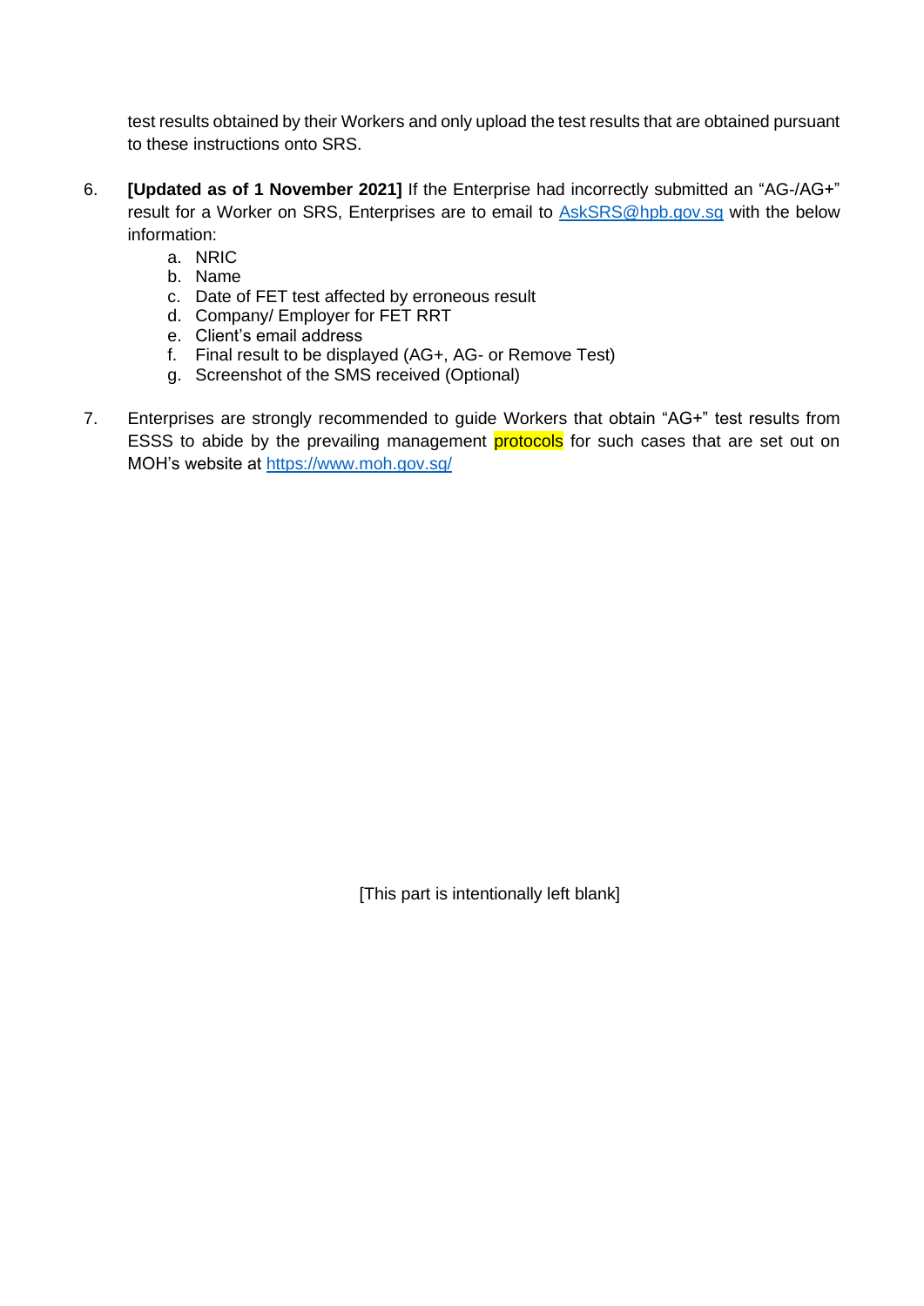test results obtained by their Workers and only upload the test results that are obtained pursuant to these instructions onto SRS.

6. **[Updated as of 1 November 2021]** If the Enterprise had incorrectly submitted an “AG-/AG+” result for a Worker on SRS, Enterprises are to email to AskSRS@hpb.gov.sg with the below information:
    a. NRIC
    b. Name
    c. Date of FET test affected by erroneous result
    d. Company/ Employer for FET RRT
    e. Client’s email address
    f. Final result to be displayed (AG+, AG- or Remove Test)
    g. Screenshot of the SMS received (Optional)

7. Enterprises are strongly recommended to guide Workers that obtain “AG+” test results from ESSS to abide by the prevailing management protocols for such cases that are set out on MOH’s website at https://www.moh.gov.sg/

[This part is intentionally left blank]